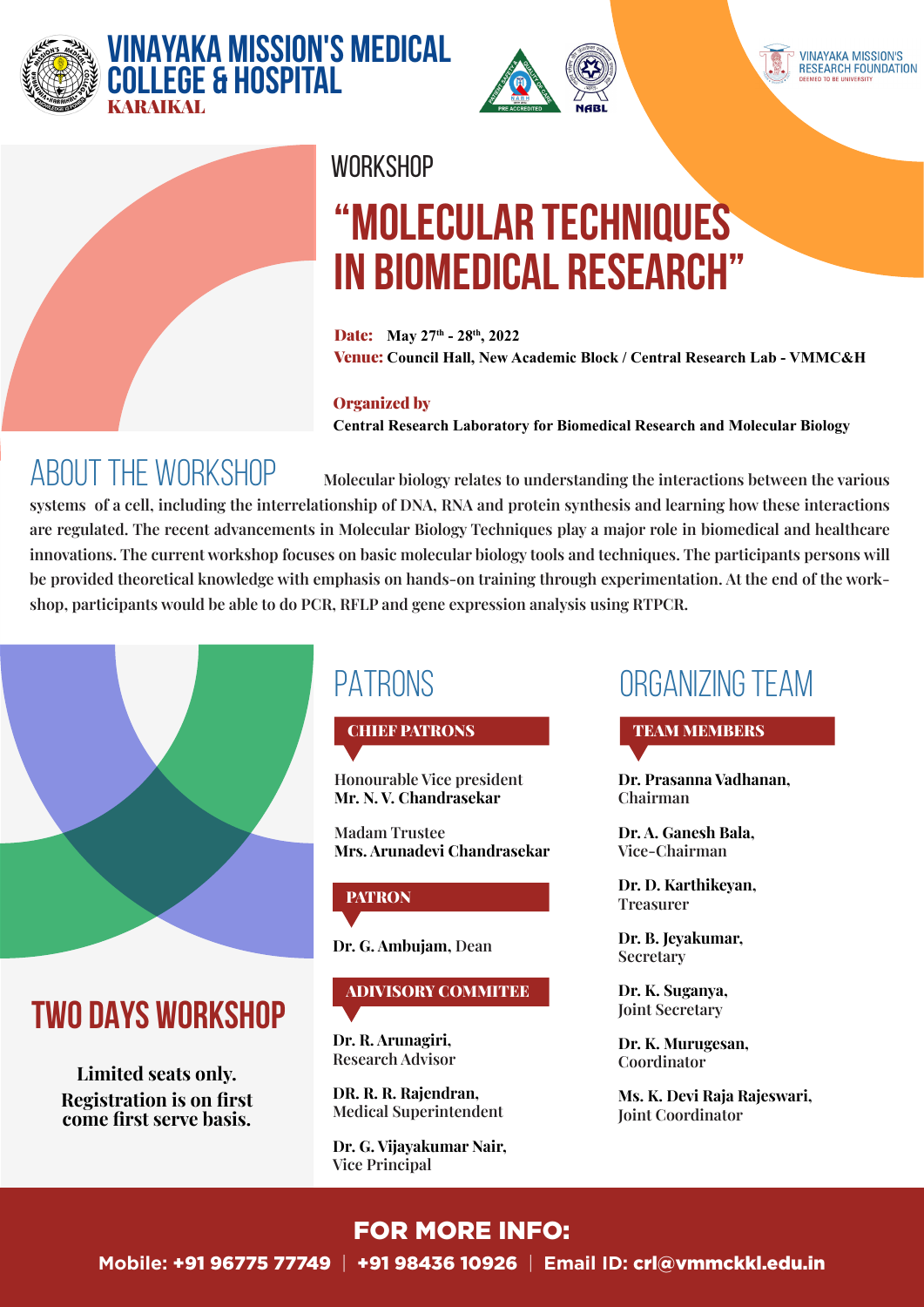# VINAYAKA MISSION'S MEDICAL COLLEGE & HOSPITAL

**KARAIKAL**

VINAYAKA MISSION'S RESEARCH FOUNDATION
DEEMED TO BE UNIVERSITY

WORKSHOP

# "MOLECULAR TECHNIQUES IN BIOMEDICAL RESEARCH"

**Date:** May 27th - 28th, 2022
**Venue:** Council Hall, New Academic Block / Central Research Lab - VMMC&H

**Organized by**
**Central Research Laboratory for Biomedical Research and Molecular Biology**

## ABOUT THE WORKSHOP

Molecular biology relates to understanding the interactions between the various systems of a cell, including the interrelationship of DNA, RNA and protein synthesis and learning how these interactions are regulated. The recent advancements in Molecular Biology Techniques play a major role in biomedical and healthcare innovations. The current workshop focuses on basic molecular biology tools and techniques. The participants persons will be provided theoretical knowledge with emphasis on hands-on training through experimentation. At the end of the workshop, participants would be able to do PCR, RFLP and gene expression analysis using RTPCR.

## PATRONS

### CHIEF PATRONS

Honourable Vice president
**Mr. N. V. Chandrasekar**

Madam Trustee
**Mrs. Arunadevi Chandrasekar**

### PATRON

**Dr. G. Ambujam**, Dean

### ADIVISORY COMMITEE

**Dr. R. Arunagiri,**
Research Advisor

**DR. R. R. Rajendran,**
Medical Superintendent

**Dr. G. Vijayakumar Nair,**
Vice Principal

## ORGANIZING TEAM

### TEAM MEMBERS

**Dr. Prasanna Vadhanan,**
Chairman

**Dr. A. Ganesh Bala,**
Vice-Chairman

**Dr. D. Karthikeyan,**
Treasurer

**Dr. B. Jeyakumar,**
Secretary

**Dr. K. Suganya,**
Joint Secretary

**Dr. K. Murugesan,**
Coordinator

**Ms. K. Devi Raja Rajeswari,**
Joint Coordinator

## TWO DAYS WORKSHOP

**Limited seats only.**
**Registration is on first come first serve basis.**

## FOR MORE INFO:

**Mobile: +91 96775 77749 | +91 98436 10926 | Email ID: crl@vmmckkl.edu.in**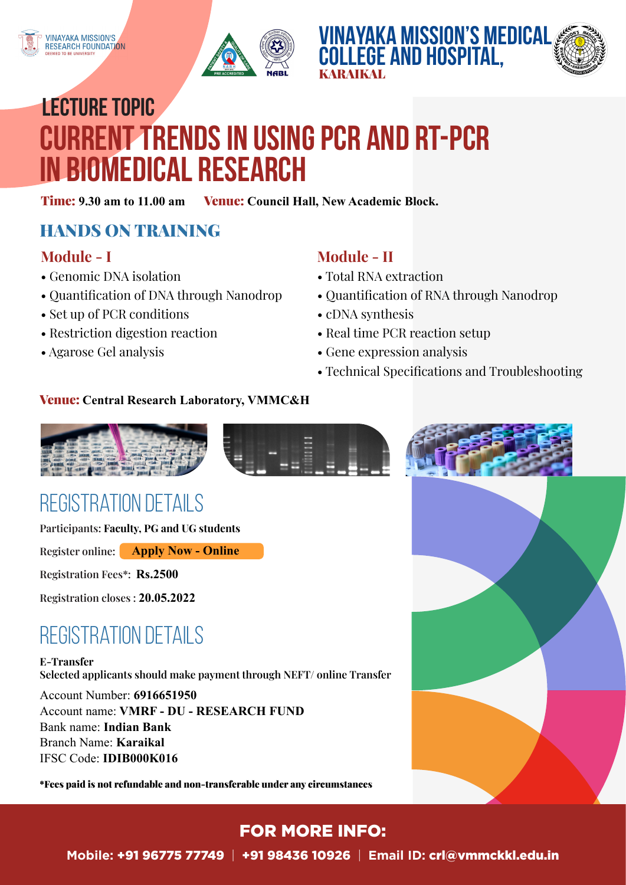VINAYAKA MISSION'S RESEARCH FOUNDATION
DEEMED TO BE UNIVERSITY

# VINAYAKA MISSION'S MEDICAL COLLEGE AND HOSPITAL, KARAIKAL

## LECTURE TOPIC

# CURRENT TRENDS IN USING PCR AND RT-PCR IN BIOMEDICAL RESEARCH

**Time:** 9.30 am to 11.00 am **Venue:** Council Hall, New Academic Block.

## HANDS ON TRAINING

### Module - I

- Genomic DNA isolation
- Quantification of DNA through Nanodrop
- Set up of PCR conditions
- Restriction digestion reaction
- Agarose Gel analysis

### Module - II

- Total RNA extraction
- Quantification of RNA through Nanodrop
- cDNA synthesis
- Real time PCR reaction setup
- Gene expression analysis
- Technical Specifications and Troubleshooting

**Venue:** Central Research Laboratory, VMMC&H

## REGISTRATION DETAILS

Participants: **Faculty, PG and UG students**

Register online: **Apply Now - Online**

Registration Fees*: **Rs.2500**

Registration closes : **20.05.2022**

## REGISTRATION DETAILS

**E-Transfer**
**Selected applicants should make payment through NEFT/ online Transfer**

Account Number: **6916651950**
Account name: **VMRF - DU - RESEARCH FUND**
Bank name: **Indian Bank**
Branch Name: **Karaikal**
IFSC Code: **IDIB000K016**

***Fees paid is not refundable and non-transferable under any circumstances**

## FOR MORE INFO:

Mobile: +91 96775 77749 | +91 98436 10926 | Email ID: crl@vmmckkl.edu.in